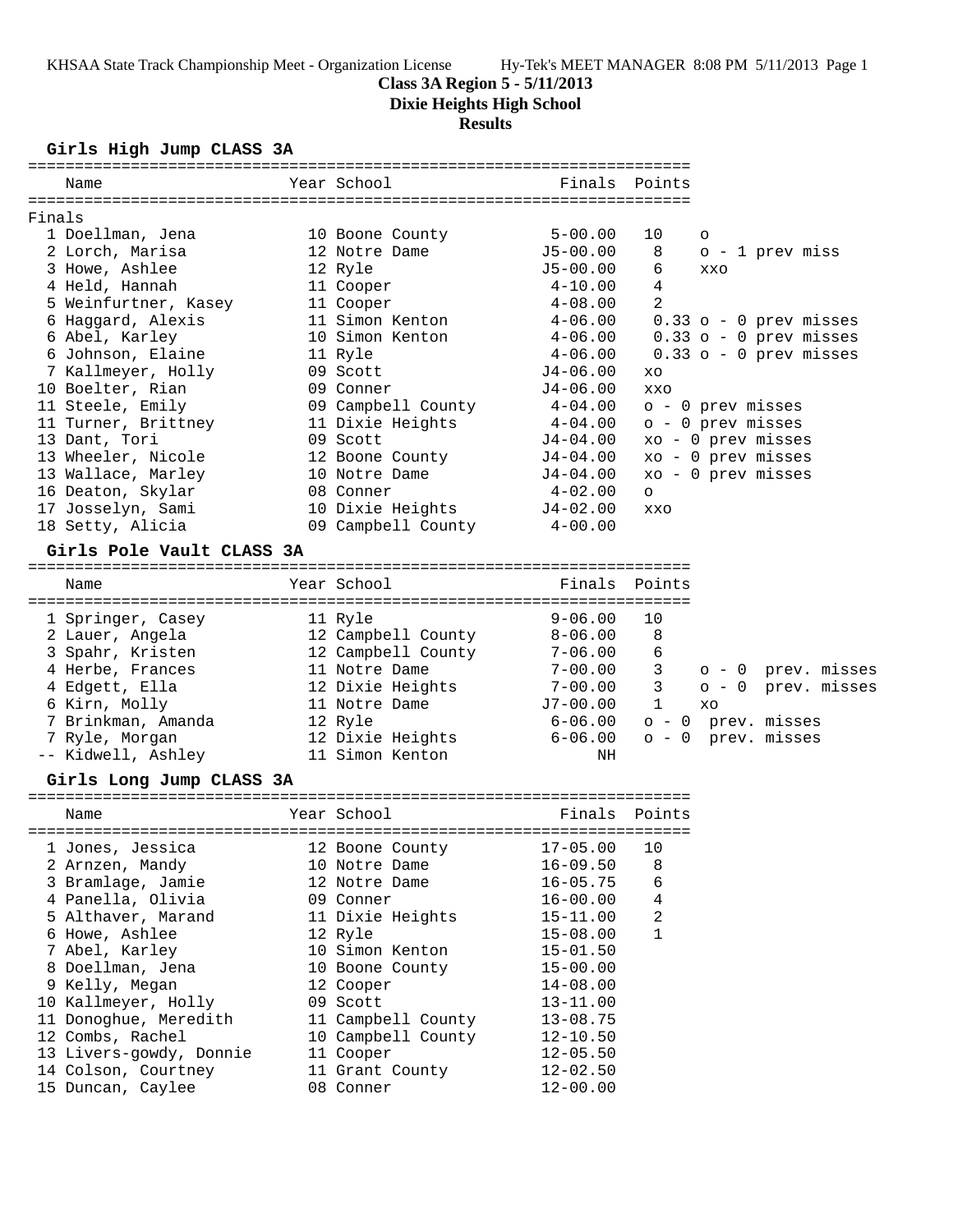# Class 3A Region 5 - 5/11/2013

## Dixie Heights High School

## Results

### Girls High Jump CLASS 3A

**Finals**

| Place | Name | Year | School | Finals | Points | Notes |
|---|---|---|---|---|---|---|
| 1 | Doellman, Jena | 10 | Boone County | 5-00.00 | 10 | o |
| 2 | Lorch, Marisa | 12 | Notre Dame | J5-00.00 | 8 | o - 1 prev miss |
| 3 | Howe, Ashlee | 12 | Ryle | J5-00.00 | 6 | xxo |
| 4 | Held, Hannah | 11 | Cooper | 4-10.00 | 4 | |
| 5 | Weinfurtner, Kasey | 11 | Cooper | 4-08.00 | 2 | |
| 6 | Haggard, Alexis | 11 | Simon Kenton | 4-06.00 | 0.33 | o - 0 prev misses |
| 6 | Abel, Karley | 10 | Simon Kenton | 4-06.00 | 0.33 | o - 0 prev misses |
| 6 | Johnson, Elaine | 11 | Ryle | 4-06.00 | 0.33 | o - 0 prev misses |
| 7 | Kallmeyer, Holly | 09 | Scott | J4-06.00 | | xo |
| 10 | Boelter, Rian | 09 | Conner | J4-06.00 | | xxo |
| 11 | Steele, Emily | 09 | Campbell County | 4-04.00 | | o - 0 prev misses |
| 11 | Turner, Brittney | 11 | Dixie Heights | 4-04.00 | | o - 0 prev misses |
| 13 | Dant, Tori | 09 | Scott | J4-04.00 | | xo - 0 prev misses |
| 13 | Wheeler, Nicole | 12 | Boone County | J4-04.00 | | xo - 0 prev misses |
| 13 | Wallace, Marley | 10 | Notre Dame | J4-04.00 | | xo - 0 prev misses |
| 16 | Deaton, Skylar | 08 | Conner | 4-02.00 | | o |
| 17 | Josselyn, Sami | 10 | Dixie Heights | J4-02.00 | | xxo |
| 18 | Setty, Alicia | 09 | Campbell County | 4-00.00 | | |

### Girls Pole Vault CLASS 3A

| Place | Name | Year | School | Finals | Points | Notes |
|---|---|---|---|---|---|---|
| 1 | Springer, Casey | 11 | Ryle | 9-06.00 | 10 | |
| 2 | Lauer, Angela | 12 | Campbell County | 8-06.00 | 8 | |
| 3 | Spahr, Kristen | 12 | Campbell County | 7-06.00 | 6 | |
| 4 | Herbe, Frances | 11 | Notre Dame | 7-00.00 | 3 | o - 0 prev. misses |
| 4 | Edgett, Ella | 12 | Dixie Heights | 7-00.00 | 3 | o - 0 prev. misses |
| 6 | Kirn, Molly | 11 | Notre Dame | J7-00.00 | 1 | xo |
| 7 | Brinkman, Amanda | 12 | Ryle | 6-06.00 | | o - 0 prev. misses |
| 7 | Ryle, Morgan | 12 | Dixie Heights | 6-06.00 | | o - 0 prev. misses |
| -- | Kidwell, Ashley | 11 | Simon Kenton | NH | | |

### Girls Long Jump CLASS 3A

| Place | Name | Year | School | Finals | Points |
|---|---|---|---|---|---|
| 1 | Jones, Jessica | 12 | Boone County | 17-05.00 | 10 |
| 2 | Arnzen, Mandy | 10 | Notre Dame | 16-09.50 | 8 |
| 3 | Bramlage, Jamie | 12 | Notre Dame | 16-05.75 | 6 |
| 4 | Panella, Olivia | 09 | Conner | 16-00.00 | 4 |
| 5 | Althaver, Marand | 11 | Dixie Heights | 15-11.00 | 2 |
| 6 | Howe, Ashlee | 12 | Ryle | 15-08.00 | 1 |
| 7 | Abel, Karley | 10 | Simon Kenton | 15-01.50 | |
| 8 | Doellman, Jena | 10 | Boone County | 15-00.00 | |
| 9 | Kelly, Megan | 12 | Cooper | 14-08.00 | |
| 10 | Kallmeyer, Holly | 09 | Scott | 13-11.00 | |
| 11 | Donoghue, Meredith | 11 | Campbell County | 13-08.75 | |
| 12 | Combs, Rachel | 10 | Campbell County | 12-10.50 | |
| 13 | Livers-gowdy, Donnie | 11 | Cooper | 12-05.50 | |
| 14 | Colson, Courtney | 11 | Grant County | 12-02.50 | |
| 15 | Duncan, Caylee | 08 | Conner | 12-00.00 | |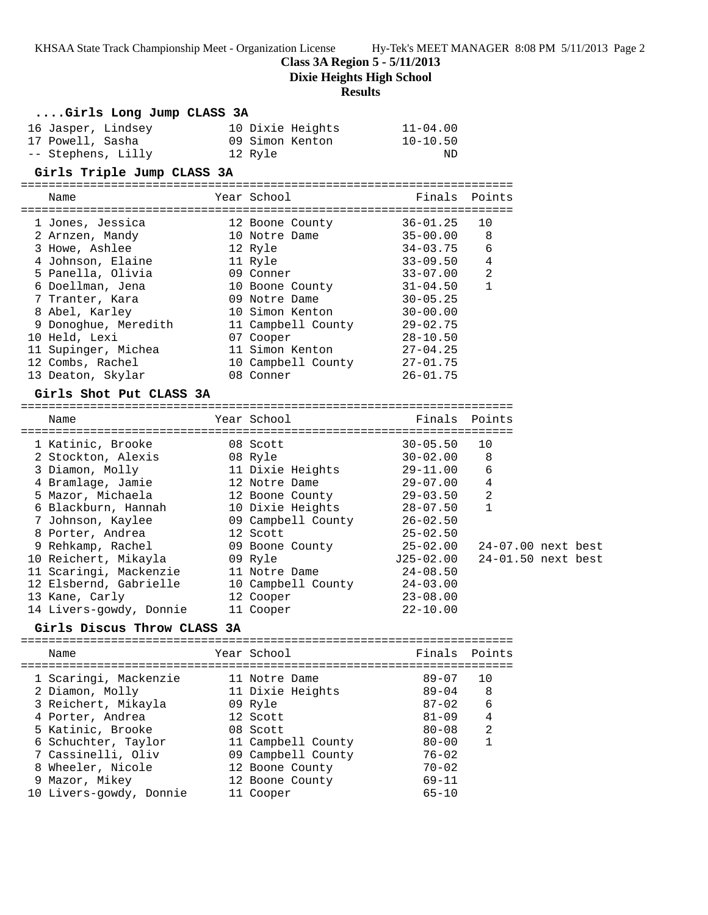**Class 3A Region 5 - 5/11/2013**

**Dixie Heights High School**

**Results**

### ....Girls Long Jump CLASS 3A

| Place | Name | Year | School | Finals |
|---|---|---|---|---|
| 16 | Jasper, Lindsey | 10 | Dixie Heights | 11-04.00 |
| 17 | Powell, Sasha | 09 | Simon Kenton | 10-10.50 |
| -- | Stephens, Lilly | 12 | Ryle | ND |

### Girls Triple Jump CLASS 3A

| Place | Name | Year | School | Finals | Points |
|---|---|---|---|---|---|
| 1 | Jones, Jessica | 12 | Boone County | 36-01.25 | 10 |
| 2 | Arnzen, Mandy | 10 | Notre Dame | 35-00.00 | 8 |
| 3 | Howe, Ashlee | 12 | Ryle | 34-03.75 | 6 |
| 4 | Johnson, Elaine | 11 | Ryle | 33-09.50 | 4 |
| 5 | Panella, Olivia | 09 | Conner | 33-07.00 | 2 |
| 6 | Doellman, Jena | 10 | Boone County | 31-04.50 | 1 |
| 7 | Tranter, Kara | 09 | Notre Dame | 30-05.25 | |
| 8 | Abel, Karley | 10 | Simon Kenton | 30-00.00 | |
| 9 | Donoghue, Meredith | 11 | Campbell County | 29-02.75 | |
| 10 | Held, Lexi | 07 | Cooper | 28-10.50 | |
| 11 | Supinger, Michea | 11 | Simon Kenton | 27-04.25 | |
| 12 | Combs, Rachel | 10 | Campbell County | 27-01.75 | |
| 13 | Deaton, Skylar | 08 | Conner | 26-01.75 | |

### Girls Shot Put CLASS 3A

| Place | Name | Year | School | Finals | Points |
|---|---|---|---|---|---|
| 1 | Katinic, Brooke | 08 | Scott | 30-05.50 | 10 |
| 2 | Stockton, Alexis | 08 | Ryle | 30-02.00 | 8 |
| 3 | Diamon, Molly | 11 | Dixie Heights | 29-11.00 | 6 |
| 4 | Bramlage, Jamie | 12 | Notre Dame | 29-07.00 | 4 |
| 5 | Mazor, Michaela | 12 | Boone County | 29-03.50 | 2 |
| 6 | Blackburn, Hannah | 10 | Dixie Heights | 28-07.50 | 1 |
| 7 | Johnson, Kaylee | 09 | Campbell County | 26-02.50 | |
| 8 | Porter, Andrea | 12 | Scott | 25-02.50 | |
| 9 | Rehkamp, Rachel | 09 | Boone County | 25-02.00 | 24-07.00 next best |
| 10 | Reichert, Mikayla | 09 | Ryle | J25-02.00 | 24-01.50 next best |
| 11 | Scaringi, Mackenzie | 11 | Notre Dame | 24-08.50 | |
| 12 | Elsbernd, Gabrielle | 10 | Campbell County | 24-03.00 | |
| 13 | Kane, Carly | 12 | Cooper | 23-08.00 | |
| 14 | Livers-gowdy, Donnie | 11 | Cooper | 22-10.00 | |

### Girls Discus Throw CLASS 3A

| Place | Name | Year | School | Finals | Points |
|---|---|---|---|---|---|
| 1 | Scaringi, Mackenzie | 11 | Notre Dame | 89-07 | 10 |
| 2 | Diamon, Molly | 11 | Dixie Heights | 89-04 | 8 |
| 3 | Reichert, Mikayla | 09 | Ryle | 87-02 | 6 |
| 4 | Porter, Andrea | 12 | Scott | 81-09 | 4 |
| 5 | Katinic, Brooke | 08 | Scott | 80-08 | 2 |
| 6 | Schuchter, Taylor | 11 | Campbell County | 80-00 | 1 |
| 7 | Cassinelli, Oliv | 09 | Campbell County | 76-02 | |
| 8 | Wheeler, Nicole | 12 | Boone County | 70-02 | |
| 9 | Mazor, Mikey | 12 | Boone County | 69-11 | |
| 10 | Livers-gowdy, Donnie | 11 | Cooper | 65-10 | |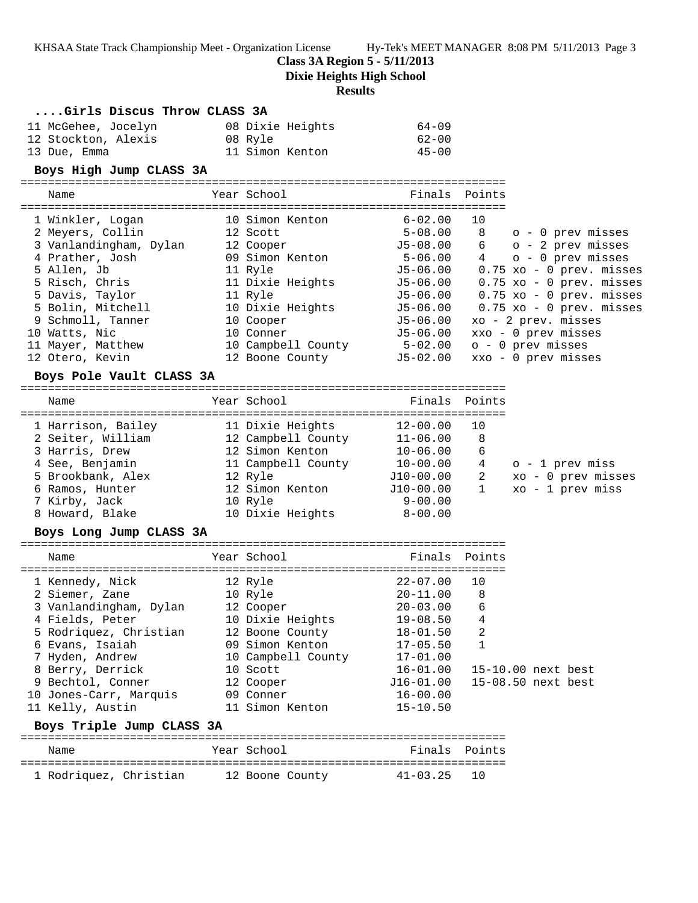**Class 3A Region 5 - 5/11/2013**

**Dixie Heights High School**

**Results**

### ....Girls Discus Throw CLASS 3A

| | Name | Year | School | Finals |
|---|---|---|---|---|
| 11 | McGehee, Jocelyn | 08 | Dixie Heights | 64-09 |
| 12 | Stockton, Alexis | 08 | Ryle | 62-00 |
| 13 | Due, Emma | 11 | Simon Kenton | 45-00 |

### Boys High Jump CLASS 3A

| | Name | Year | School | Finals | Points | |
|---|---|---|---|---|---|---|
| 1 | Winkler, Logan | 10 | Simon Kenton | 6-02.00 | 10 | |
| 2 | Meyers, Collin | 12 | Scott | 5-08.00 | 8 | o - 0 prev misses |
| 3 | Vanlandingham, Dylan | 12 | Cooper | J5-08.00 | 6 | o - 2 prev misses |
| 4 | Prather, Josh | 09 | Simon Kenton | 5-06.00 | 4 | o - 0 prev misses |
| 5 | Allen, Jb | 11 | Ryle | J5-06.00 | 0.75 | xo - 0 prev. misses |
| 5 | Risch, Chris | 11 | Dixie Heights | J5-06.00 | 0.75 | xo - 0 prev. misses |
| 5 | Davis, Taylor | 11 | Ryle | J5-06.00 | 0.75 | xo - 0 prev. misses |
| 5 | Bolin, Mitchell | 10 | Dixie Heights | J5-06.00 | 0.75 | xo - 0 prev. misses |
| 9 | Schmoll, Tanner | 10 | Cooper | J5-06.00 | | xo - 2 prev. misses |
| 10 | Watts, Nic | 10 | Conner | J5-06.00 | | xxo - 0 prev misses |
| 11 | Mayer, Matthew | 10 | Campbell County | 5-02.00 | | o - 0 prev misses |
| 12 | Otero, Kevin | 12 | Boone County | J5-02.00 | | xxo - 0 prev misses |

### Boys Pole Vault CLASS 3A

| | Name | Year | School | Finals | Points | |
|---|---|---|---|---|---|---|
| 1 | Harrison, Bailey | 11 | Dixie Heights | 12-00.00 | 10 | |
| 2 | Seiter, William | 12 | Campbell County | 11-06.00 | 8 | |
| 3 | Harris, Drew | 12 | Simon Kenton | 10-06.00 | 6 | |
| 4 | See, Benjamin | 11 | Campbell County | 10-00.00 | 4 | o - 1 prev miss |
| 5 | Brookbank, Alex | 12 | Ryle | J10-00.00 | 2 | xo - 0 prev misses |
| 6 | Ramos, Hunter | 12 | Simon Kenton | J10-00.00 | 1 | xo - 1 prev miss |
| 7 | Kirby, Jack | 10 | Ryle | 9-00.00 | | |
| 8 | Howard, Blake | 10 | Dixie Heights | 8-00.00 | | |

### Boys Long Jump CLASS 3A

| | Name | Year | School | Finals | Points | |
|---|---|---|---|---|---|---|
| 1 | Kennedy, Nick | 12 | Ryle | 22-07.00 | 10 | |
| 2 | Siemer, Zane | 10 | Ryle | 20-11.00 | 8 | |
| 3 | Vanlandingham, Dylan | 12 | Cooper | 20-03.00 | 6 | |
| 4 | Fields, Peter | 10 | Dixie Heights | 19-08.50 | 4 | |
| 5 | Rodriquez, Christian | 12 | Boone County | 18-01.50 | 2 | |
| 6 | Evans, Isaiah | 09 | Simon Kenton | 17-05.50 | 1 | |
| 7 | Hyden, Andrew | 10 | Campbell County | 17-01.00 | | |
| 8 | Berry, Derrick | 10 | Scott | 16-01.00 | | 15-10.00 next best |
| 9 | Bechtol, Conner | 12 | Cooper | J16-01.00 | | 15-08.50 next best |
| 10 | Jones-Carr, Marquis | 09 | Conner | 16-00.00 | | |
| 11 | Kelly, Austin | 11 | Simon Kenton | 15-10.50 | | |

### Boys Triple Jump CLASS 3A

| | Name | Year | School | Finals | Points |
|---|---|---|---|---|---|
| 1 | Rodriquez, Christian | 12 | Boone County | 41-03.25 | 10 |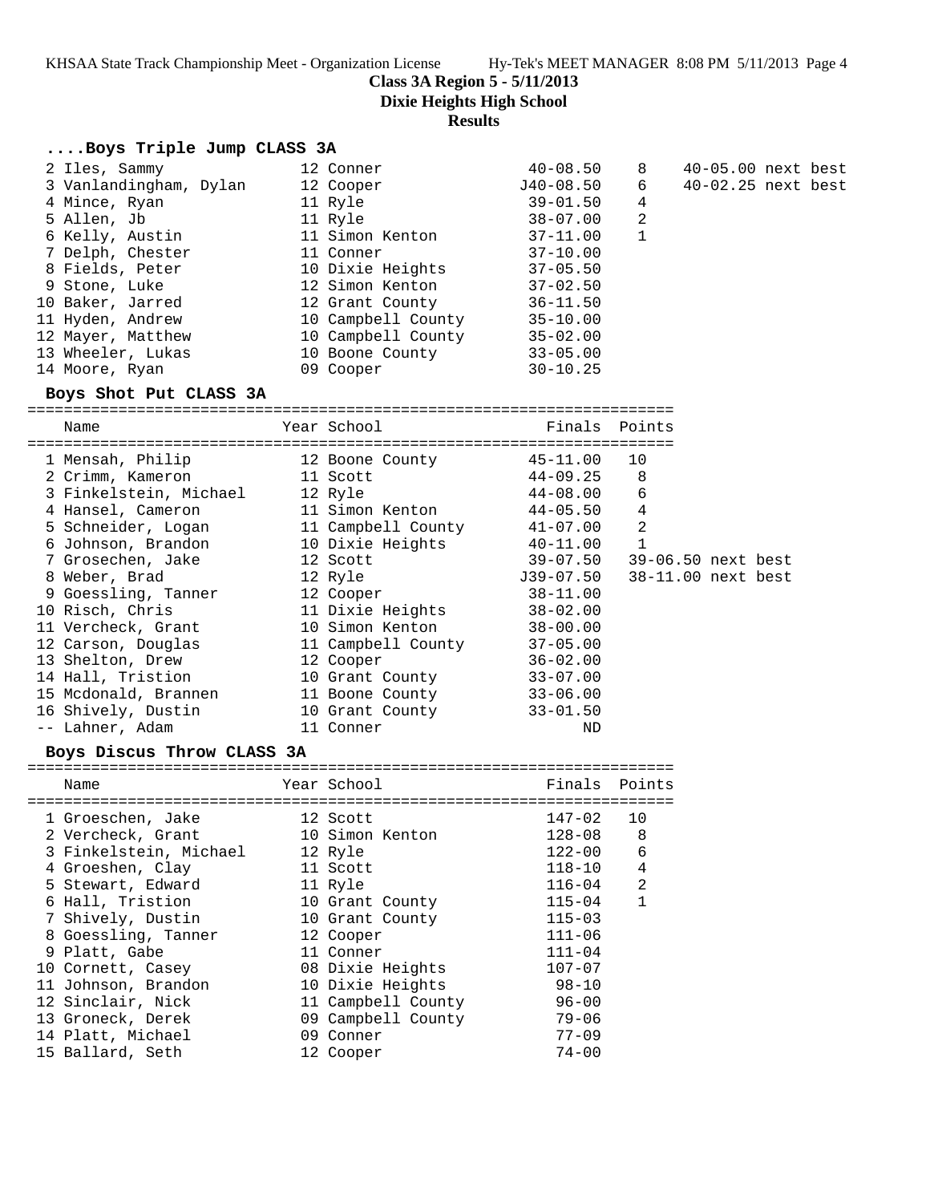Class 3A Region 5 - 5/11/2013
Dixie Heights High School
Results

### ....Boys Triple Jump CLASS 3A

| Place | Name | Year | School | Finals | Points | Note |
|---|---|---|---|---|---|---|
| 2 | Iles, Sammy | 12 | Conner | 40-08.50 | 8 | 40-05.00 next best |
| 3 | Vanlandingham, Dylan | 12 | Cooper | J40-08.50 | 6 | 40-02.25 next best |
| 4 | Mince, Ryan | 11 | Ryle | 39-01.50 | 4 | |
| 5 | Allen, Jb | 11 | Ryle | 38-07.00 | 2 | |
| 6 | Kelly, Austin | 11 | Simon Kenton | 37-11.00 | 1 | |
| 7 | Delph, Chester | 11 | Conner | 37-10.00 | | |
| 8 | Fields, Peter | 10 | Dixie Heights | 37-05.50 | | |
| 9 | Stone, Luke | 12 | Simon Kenton | 37-02.50 | | |
| 10 | Baker, Jarred | 12 | Grant County | 36-11.50 | | |
| 11 | Hyden, Andrew | 10 | Campbell County | 35-10.00 | | |
| 12 | Mayer, Matthew | 10 | Campbell County | 35-02.00 | | |
| 13 | Wheeler, Lukas | 10 | Boone County | 33-05.00 | | |
| 14 | Moore, Ryan | 09 | Cooper | 30-10.25 | | |

### Boys Shot Put CLASS 3A

| Place | Name | Year | School | Finals | Points | Note |
|---|---|---|---|---|---|---|
| 1 | Mensah, Philip | 12 | Boone County | 45-11.00 | 10 | |
| 2 | Crimm, Kameron | 11 | Scott | 44-09.25 | 8 | |
| 3 | Finkelstein, Michael | 12 | Ryle | 44-08.00 | 6 | |
| 4 | Hansel, Cameron | 11 | Simon Kenton | 44-05.50 | 4 | |
| 5 | Schneider, Logan | 11 | Campbell County | 41-07.00 | 2 | |
| 6 | Johnson, Brandon | 10 | Dixie Heights | 40-11.00 | 1 | |
| 7 | Grosechen, Jake | 12 | Scott | 39-07.50 | | 39-06.50 next best |
| 8 | Weber, Brad | 12 | Ryle | J39-07.50 | | 38-11.00 next best |
| 9 | Goessling, Tanner | 12 | Cooper | 38-11.00 | | |
| 10 | Risch, Chris | 11 | Dixie Heights | 38-02.00 | | |
| 11 | Vercheck, Grant | 10 | Simon Kenton | 38-00.00 | | |
| 12 | Carson, Douglas | 11 | Campbell County | 37-05.00 | | |
| 13 | Shelton, Drew | 12 | Cooper | 36-02.00 | | |
| 14 | Hall, Tristion | 10 | Grant County | 33-07.00 | | |
| 15 | Mcdonald, Brannen | 11 | Boone County | 33-06.00 | | |
| 16 | Shively, Dustin | 10 | Grant County | 33-01.50 | | |
| -- | Lahner, Adam | 11 | Conner | ND | | |

### Boys Discus Throw CLASS 3A

| Place | Name | Year | School | Finals | Points |
|---|---|---|---|---|---|
| 1 | Groeschen, Jake | 12 | Scott | 147-02 | 10 |
| 2 | Vercheck, Grant | 10 | Simon Kenton | 128-08 | 8 |
| 3 | Finkelstein, Michael | 12 | Ryle | 122-00 | 6 |
| 4 | Groeshen, Clay | 11 | Scott | 118-10 | 4 |
| 5 | Stewart, Edward | 11 | Ryle | 116-04 | 2 |
| 6 | Hall, Tristion | 10 | Grant County | 115-04 | 1 |
| 7 | Shively, Dustin | 10 | Grant County | 115-03 | |
| 8 | Goessling, Tanner | 12 | Cooper | 111-06 | |
| 9 | Platt, Gabe | 11 | Conner | 111-04 | |
| 10 | Cornett, Casey | 08 | Dixie Heights | 107-07 | |
| 11 | Johnson, Brandon | 10 | Dixie Heights | 98-10 | |
| 12 | Sinclair, Nick | 11 | Campbell County | 96-00 | |
| 13 | Groneck, Derek | 09 | Campbell County | 79-06 | |
| 14 | Platt, Michael | 09 | Conner | 77-09 | |
| 15 | Ballard, Seth | 12 | Cooper | 74-00 | |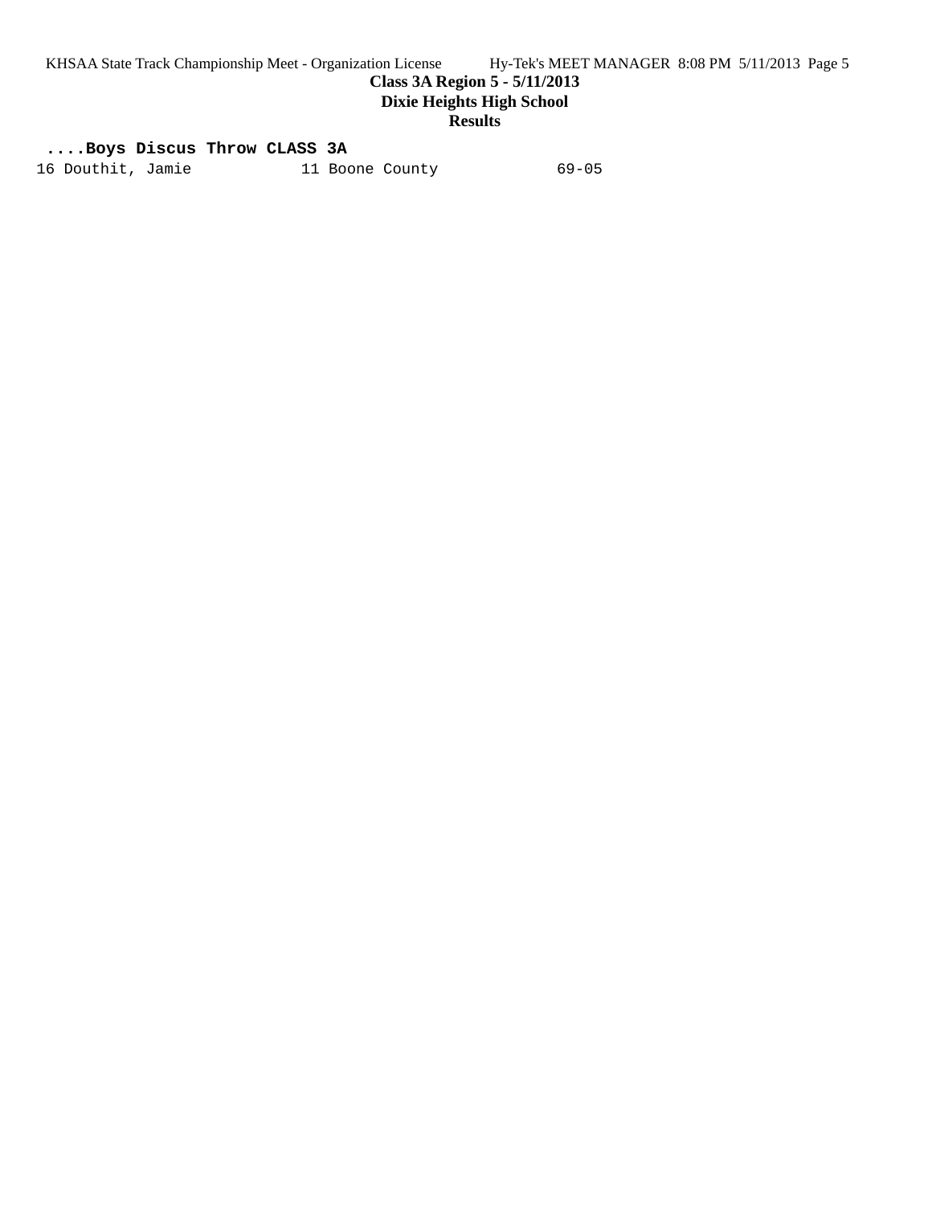**Class 3A Region 5 - 5/11/2013**

**Dixie Heights High School**

**Results**

**....Boys Discus Throw CLASS 3A**

```
16 Douthit, Jamie            11 Boone County             69-05
```